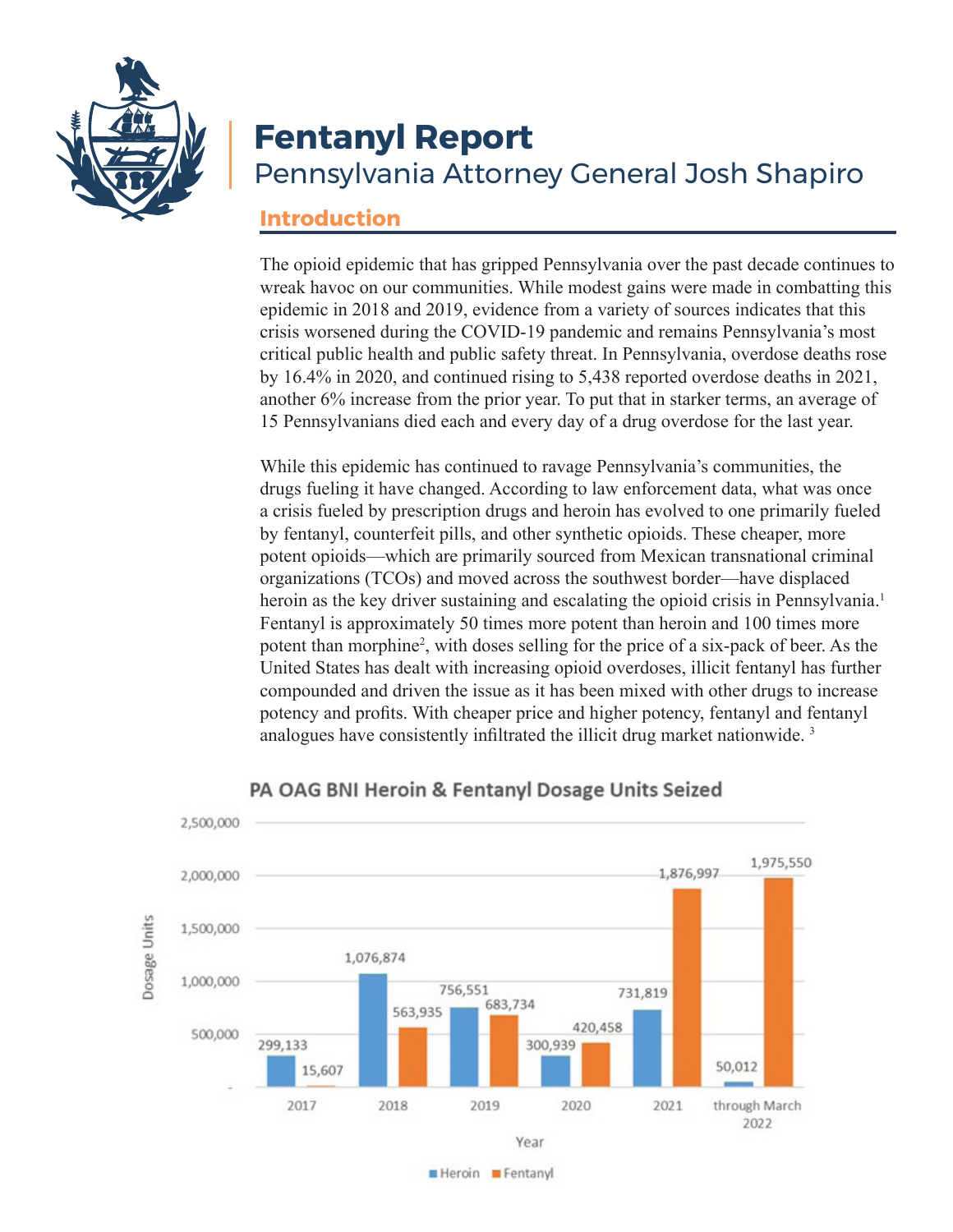# Fentanyl Report

## Pennsylvania Attorney General Josh Shapiro

### Introduction

The opioid epidemic that has gripped Pennsylvania over the past decade continues to wreak havoc on our communities. While modest gains were made in combatting this epidemic in 2018 and 2019, evidence from a variety of sources indicates that this crisis worsened during the COVID-19 pandemic and remains Pennsylvania's most critical public health and public safety threat. In Pennsylvania, overdose deaths rose by 16.4% in 2020, and continued rising to 5,438 reported overdose deaths in 2021, another 6% increase from the prior year. To put that in starker terms, an average of 15 Pennsylvanians died each and every day of a drug overdose for the last year.

While this epidemic has continued to ravage Pennsylvania's communities, the drugs fueling it have changed. According to law enforcement data, what was once a crisis fueled by prescription drugs and heroin has evolved to one primarily fueled by fentanyl, counterfeit pills, and other synthetic opioids. These cheaper, more potent opioids—which are primarily sourced from Mexican transnational criminal organizations (TCOs) and moved across the southwest border—have displaced heroin as the key driver sustaining and escalating the opioid crisis in Pennsylvania.[1] Fentanyl is approximately 50 times more potent than heroin and 100 times more potent than morphine[2], with doses selling for the price of a six-pack of beer. As the United States has dealt with increasing opioid overdoses, illicit fentanyl has further compounded and driven the issue as it has been mixed with other drugs to increase potency and profits. With cheaper price and higher potency, fentanyl and fentanyl analogues have consistently infiltrated the illicit drug market nationwide. [3]

**PA OAG BNI Heroin & Fentanyl Dosage Units Seized**

| Year | Heroin | Fentanyl |
|---|---|---|
| 2017 | 299,133 | 15,607 |
| 2018 | 1,076,874 | 563,935 |
| 2019 | 756,551 | 683,734 |
| 2020 | 300,939 | 420,458 |
| 2021 | 731,819 | 1,876,997 |
| through March 2022 | 50,012 | 1,975,550 |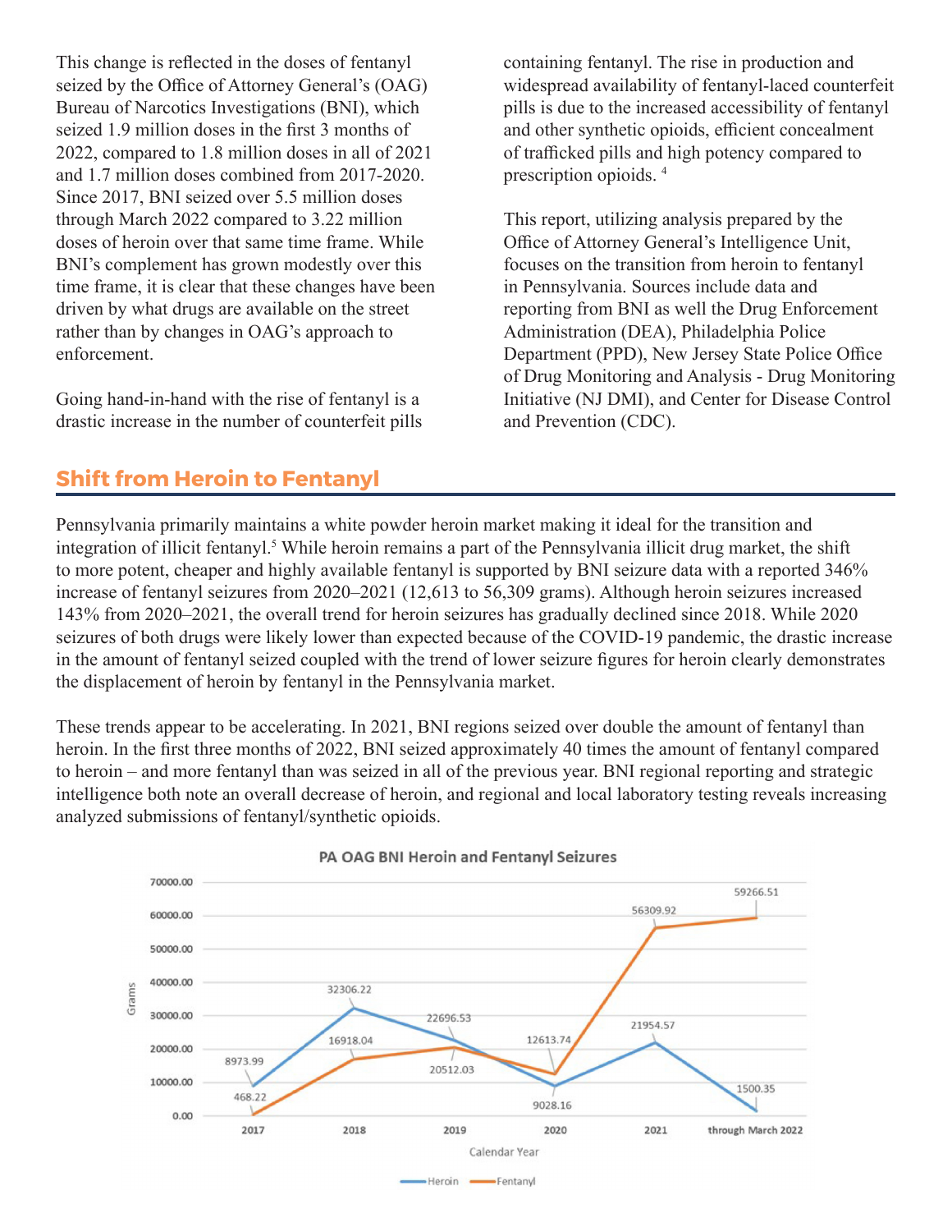This change is reflected in the doses of fentanyl seized by the Office of Attorney General's (OAG) Bureau of Narcotics Investigations (BNI), which seized 1.9 million doses in the first 3 months of 2022, compared to 1.8 million doses in all of 2021 and 1.7 million doses combined from 2017-2020. Since 2017, BNI seized over 5.5 million doses through March 2022 compared to 3.22 million doses of heroin over that same time frame. While BNI's complement has grown modestly over this time frame, it is clear that these changes have been driven by what drugs are available on the street rather than by changes in OAG's approach to enforcement.

Going hand-in-hand with the rise of fentanyl is a drastic increase in the number of counterfeit pills containing fentanyl. The rise in production and widespread availability of fentanyl-laced counterfeit pills is due to the increased accessibility of fentanyl and other synthetic opioids, efficient concealment of trafficked pills and high potency compared to prescription opioids. [4]

This report, utilizing analysis prepared by the Office of Attorney General's Intelligence Unit, focuses on the transition from heroin to fentanyl in Pennsylvania. Sources include data and reporting from BNI as well the Drug Enforcement Administration (DEA), Philadelphia Police Department (PPD), New Jersey State Police Office of Drug Monitoring and Analysis - Drug Monitoring Initiative (NJ DMI), and Center for Disease Control and Prevention (CDC).

## Shift from Heroin to Fentanyl

Pennsylvania primarily maintains a white powder heroin market making it ideal for the transition and integration of illicit fentanyl.[5] While heroin remains a part of the Pennsylvania illicit drug market, the shift to more potent, cheaper and highly available fentanyl is supported by BNI seizure data with a reported 346% increase of fentanyl seizures from 2020–2021 (12,613 to 56,309 grams). Although heroin seizures increased 143% from 2020–2021, the overall trend for heroin seizures has gradually declined since 2018. While 2020 seizures of both drugs were likely lower than expected because of the COVID-19 pandemic, the drastic increase in the amount of fentanyl seized coupled with the trend of lower seizure figures for heroin clearly demonstrates the displacement of heroin by fentanyl in the Pennsylvania market.

These trends appear to be accelerating. In 2021, BNI regions seized over double the amount of fentanyl than heroin. In the first three months of 2022, BNI seized approximately 40 times the amount of fentanyl compared to heroin – and more fentanyl than was seized in all of the previous year. BNI regional reporting and strategic intelligence both note an overall decrease of heroin, and regional and local laboratory testing reveals increasing analyzed submissions of fentanyl/synthetic opioids.

**PA OAG BNI Heroin and Fentanyl Seizures**

| Calendar Year | Heroin (Grams) | Fentanyl (Grams) |
|---|---|---|
| 2017 | 8973.99 | 468.22 |
| 2018 | 32306.22 | 16918.04 |
| 2019 | 22696.53 | 20512.03 |
| 2020 | 9028.16 | 12613.74 |
| 2021 | 21954.57 | 56309.92 |
| through March 2022 | 1500.35 | 59266.51 |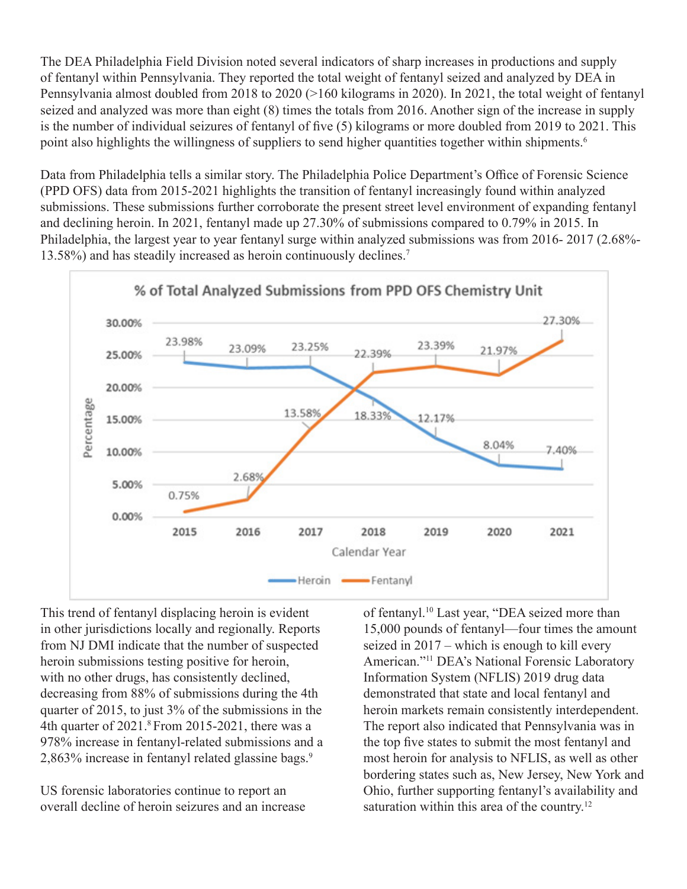The DEA Philadelphia Field Division noted several indicators of sharp increases in productions and supply of fentanyl within Pennsylvania. They reported the total weight of fentanyl seized and analyzed by DEA in Pennsylvania almost doubled from 2018 to 2020 (>160 kilograms in 2020). In 2021, the total weight of fentanyl seized and analyzed was more than eight (8) times the totals from 2016. Another sign of the increase in supply is the number of individual seizures of fentanyl of five (5) kilograms or more doubled from 2019 to 2021. This point also highlights the willingness of suppliers to send higher quantities together within shipments.[6]

Data from Philadelphia tells a similar story. The Philadelphia Police Department's Office of Forensic Science (PPD OFS) data from 2015-2021 highlights the transition of fentanyl increasingly found within analyzed submissions. These submissions further corroborate the present street level environment of expanding fentanyl and declining heroin. In 2021, fentanyl made up 27.30% of submissions compared to 0.79% in 2015. In Philadelphia, the largest year to year fentanyl surge within analyzed submissions was from 2016- 2017 (2.68%-13.58%) and has steadily increased as heroin continuously declines.[7]

**% of Total Analyzed Submissions from PPD OFS Chemistry Unit**

| Calendar Year | Heroin | Fentanyl |
|---|---|---|
| 2015 | 23.98% | 0.75% |
| 2016 | 23.09% | 2.68% |
| 2017 | 23.25% | 13.58% |
| 2018 | 18.33% | 22.39% |
| 2019 | 12.17% | 23.39% |
| 2020 | 8.04% | 21.97% |
| 2021 | 7.40% | 27.30% |

This trend of fentanyl displacing heroin is evident in other jurisdictions locally and regionally. Reports from NJ DMI indicate that the number of suspected heroin submissions testing positive for heroin, with no other drugs, has consistently declined, decreasing from 88% of submissions during the 4th quarter of 2015, to just 3% of the submissions in the 4th quarter of 2021.[8] From 2015-2021, there was a 978% increase in fentanyl-related submissions and a 2,863% increase in fentanyl related glassine bags.[9]

US forensic laboratories continue to report an overall decline of heroin seizures and an increase of fentanyl.[10] Last year, "DEA seized more than 15,000 pounds of fentanyl—four times the amount seized in 2017 – which is enough to kill every American."[11] DEA's National Forensic Laboratory Information System (NFLIS) 2019 drug data demonstrated that state and local fentanyl and heroin markets remain consistently interdependent. The report also indicated that Pennsylvania was in the top five states to submit the most fentanyl and most heroin for analysis to NFLIS, as well as other bordering states such as, New Jersey, New York and Ohio, further supporting fentanyl's availability and saturation within this area of the country.[12]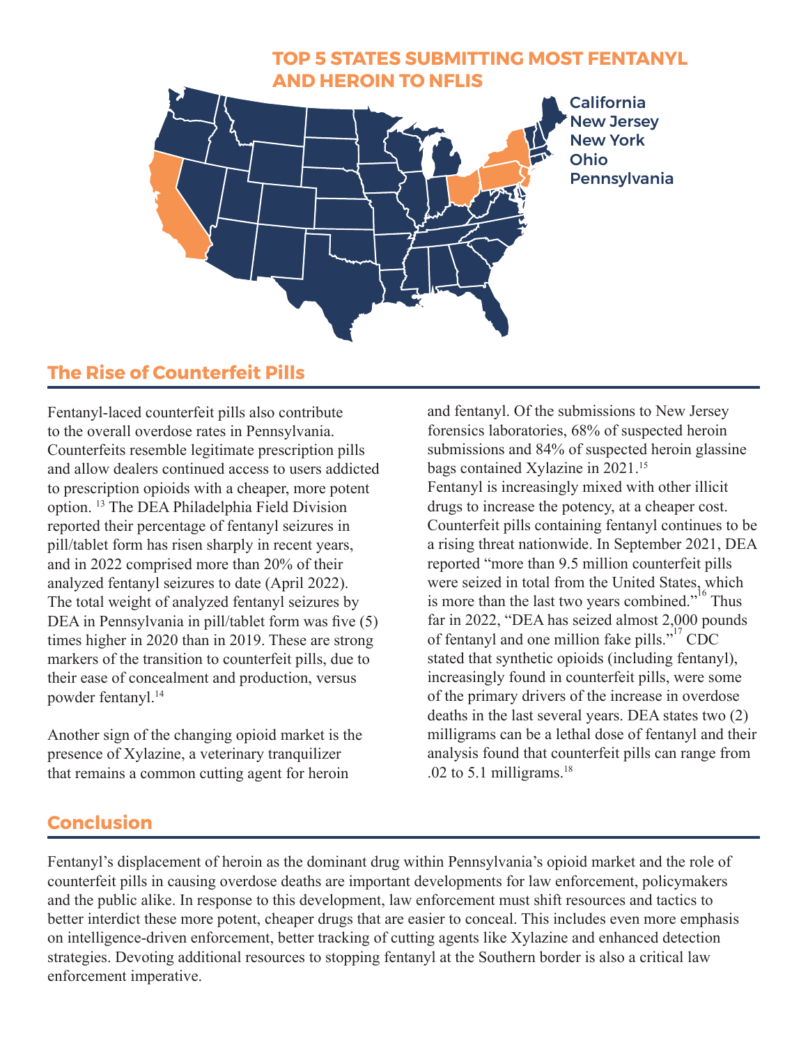## TOP 5 STATES SUBMITTING MOST FENTANYL AND HEROIN TO NFLIS

California
New Jersey
New York
Ohio
Pennsylvania

## The Rise of Counterfeit Pills

Fentanyl-laced counterfeit pills also contribute to the overall overdose rates in Pennsylvania. Counterfeits resemble legitimate prescription pills and allow dealers continued access to users addicted to prescription opioids with a cheaper, more potent option. [13] The DEA Philadelphia Field Division reported their percentage of fentanyl seizures in pill/tablet form has risen sharply in recent years, and in 2022 comprised more than 20% of their analyzed fentanyl seizures to date (April 2022). The total weight of analyzed fentanyl seizures by DEA in Pennsylvania in pill/tablet form was five (5) times higher in 2020 than in 2019. These are strong markers of the transition to counterfeit pills, due to their ease of concealment and production, versus powder fentanyl.[14]

Another sign of the changing opioid market is the presence of Xylazine, a veterinary tranquilizer that remains a common cutting agent for heroin and fentanyl. Of the submissions to New Jersey forensics laboratories, 68% of suspected heroin submissions and 84% of suspected heroin glassine bags contained Xylazine in 2021.[15]

Fentanyl is increasingly mixed with other illicit drugs to increase the potency, at a cheaper cost. Counterfeit pills containing fentanyl continues to be a rising threat nationwide. In September 2021, DEA reported "more than 9.5 million counterfeit pills were seized in total from the United States, which is more than the last two years combined."[16] Thus far in 2022, "DEA has seized almost 2,000 pounds of fentanyl and one million fake pills."[17] CDC stated that synthetic opioids (including fentanyl), increasingly found in counterfeit pills, were some of the primary drivers of the increase in overdose deaths in the last several years. DEA states two (2) milligrams can be a lethal dose of fentanyl and their analysis found that counterfeit pills can range from .02 to 5.1 milligrams.[18]

## Conclusion

Fentanyl's displacement of heroin as the dominant drug within Pennsylvania's opioid market and the role of counterfeit pills in causing overdose deaths are important developments for law enforcement, policymakers and the public alike. In response to this development, law enforcement must shift resources and tactics to better interdict these more potent, cheaper drugs that are easier to conceal. This includes even more emphasis on intelligence-driven enforcement, better tracking of cutting agents like Xylazine and enhanced detection strategies. Devoting additional resources to stopping fentanyl at the Southern border is also a critical law enforcement imperative.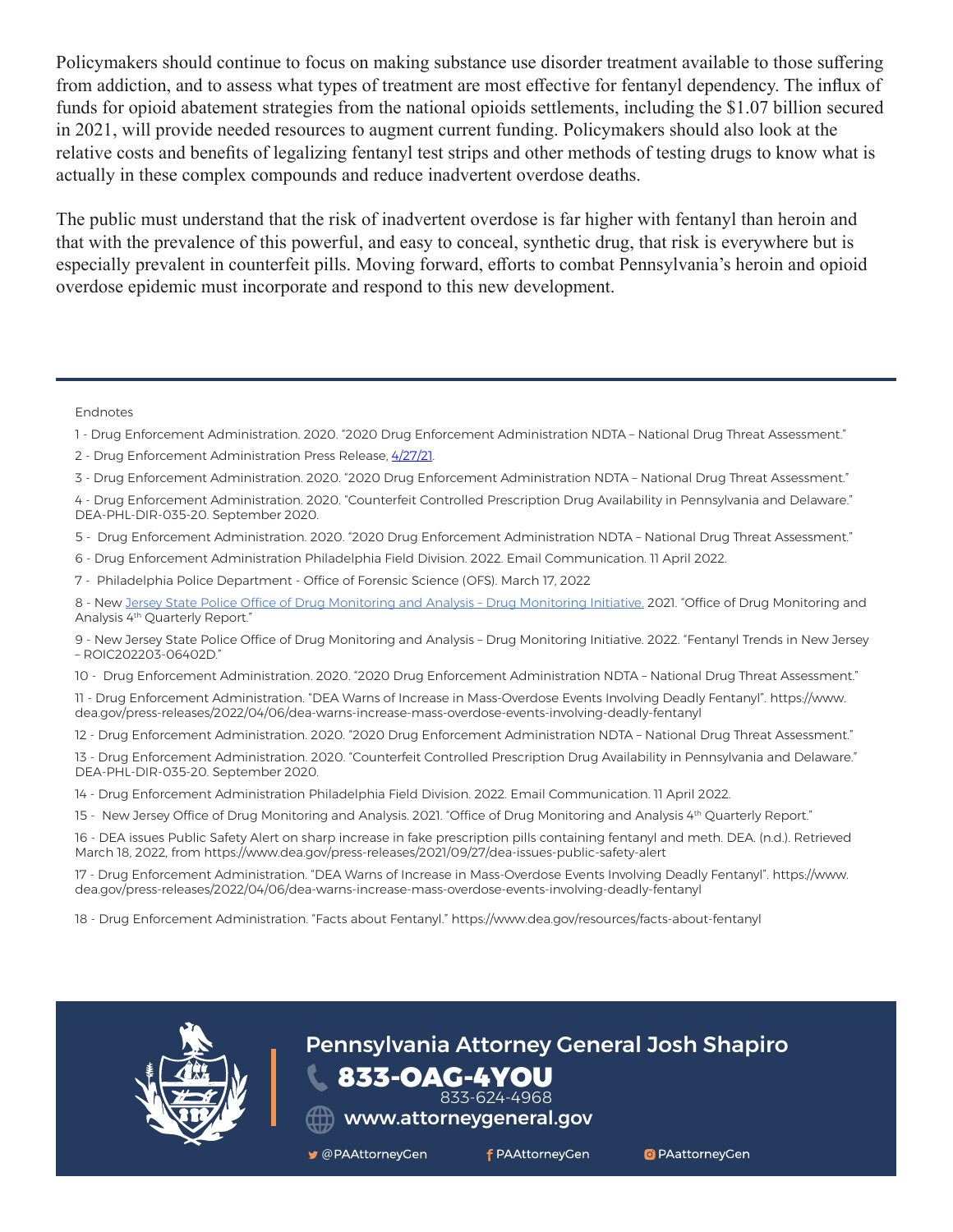Policymakers should continue to focus on making substance use disorder treatment available to those suffering from addiction, and to assess what types of treatment are most effective for fentanyl dependency. The influx of funds for opioid abatement strategies from the national opioids settlements, including the $1.07 billion secured in 2021, will provide needed resources to augment current funding. Policymakers should also look at the relative costs and benefits of legalizing fentanyl test strips and other methods of testing drugs to know what is actually in these complex compounds and reduce inadvertent overdose deaths.

The public must understand that the risk of inadvertent overdose is far higher with fentanyl than heroin and that with the prevalence of this powerful, and easy to conceal, synthetic drug, that risk is everywhere but is especially prevalent in counterfeit pills. Moving forward, efforts to combat Pennsylvania's heroin and opioid overdose epidemic must incorporate and respond to this new development.

---

Endnotes

1 - Drug Enforcement Administration. 2020. "2020 Drug Enforcement Administration NDTA – National Drug Threat Assessment."

2 - Drug Enforcement Administration Press Release, 4/27/21.

3 - Drug Enforcement Administration. 2020. "2020 Drug Enforcement Administration NDTA – National Drug Threat Assessment."

4 - Drug Enforcement Administration. 2020. "Counterfeit Controlled Prescription Drug Availability in Pennsylvania and Delaware." DEA-PHL-DIR-035-20. September 2020.

5 - Drug Enforcement Administration. 2020. "2020 Drug Enforcement Administration NDTA – National Drug Threat Assessment."

6 - Drug Enforcement Administration Philadelphia Field Division. 2022. Email Communication. 11 April 2022.

7 - Philadelphia Police Department - Office of Forensic Science (OFS). March 17, 2022

8 - New Jersey State Police Office of Drug Monitoring and Analysis – Drug Monitoring Initiative. 2021. "Office of Drug Monitoring and Analysis 4th Quarterly Report."

9 - New Jersey State Police Office of Drug Monitoring and Analysis – Drug Monitoring Initiative. 2022. "Fentanyl Trends in New Jersey – ROIC202203-06402D."

10 - Drug Enforcement Administration. 2020. "2020 Drug Enforcement Administration NDTA – National Drug Threat Assessment."

11 - Drug Enforcement Administration. "DEA Warns of Increase in Mass-Overdose Events Involving Deadly Fentanyl". https://www.dea.gov/press-releases/2022/04/06/dea-warns-increase-mass-overdose-events-involving-deadly-fentanyl

12 - Drug Enforcement Administration. 2020. "2020 Drug Enforcement Administration NDTA – National Drug Threat Assessment."

13 - Drug Enforcement Administration. 2020. "Counterfeit Controlled Prescription Drug Availability in Pennsylvania and Delaware." DEA-PHL-DIR-035-20. September 2020.

14 - Drug Enforcement Administration Philadelphia Field Division. 2022. Email Communication. 11 April 2022.

15 - New Jersey Office of Drug Monitoring and Analysis. 2021. "Office of Drug Monitoring and Analysis 4th Quarterly Report."

16 - DEA issues Public Safety Alert on sharp increase in fake prescription pills containing fentanyl and meth. DEA. (n.d.). Retrieved March 18, 2022, from https://www.dea.gov/press-releases/2021/09/27/dea-issues-public-safety-alert

17 - Drug Enforcement Administration. "DEA Warns of Increase in Mass-Overdose Events Involving Deadly Fentanyl". https://www.dea.gov/press-releases/2022/04/06/dea-warns-increase-mass-overdose-events-involving-deadly-fentanyl

18 - Drug Enforcement Administration. "Facts about Fentanyl." https://www.dea.gov/resources/facts-about-fentanyl

**Pennsylvania Attorney General Josh Shapiro**

**833-OAG-4YOU**
833-624-4968

**www.attorneygeneral.gov**

@PAAttorneyGen PAAttorneyGen PAattorneyGen